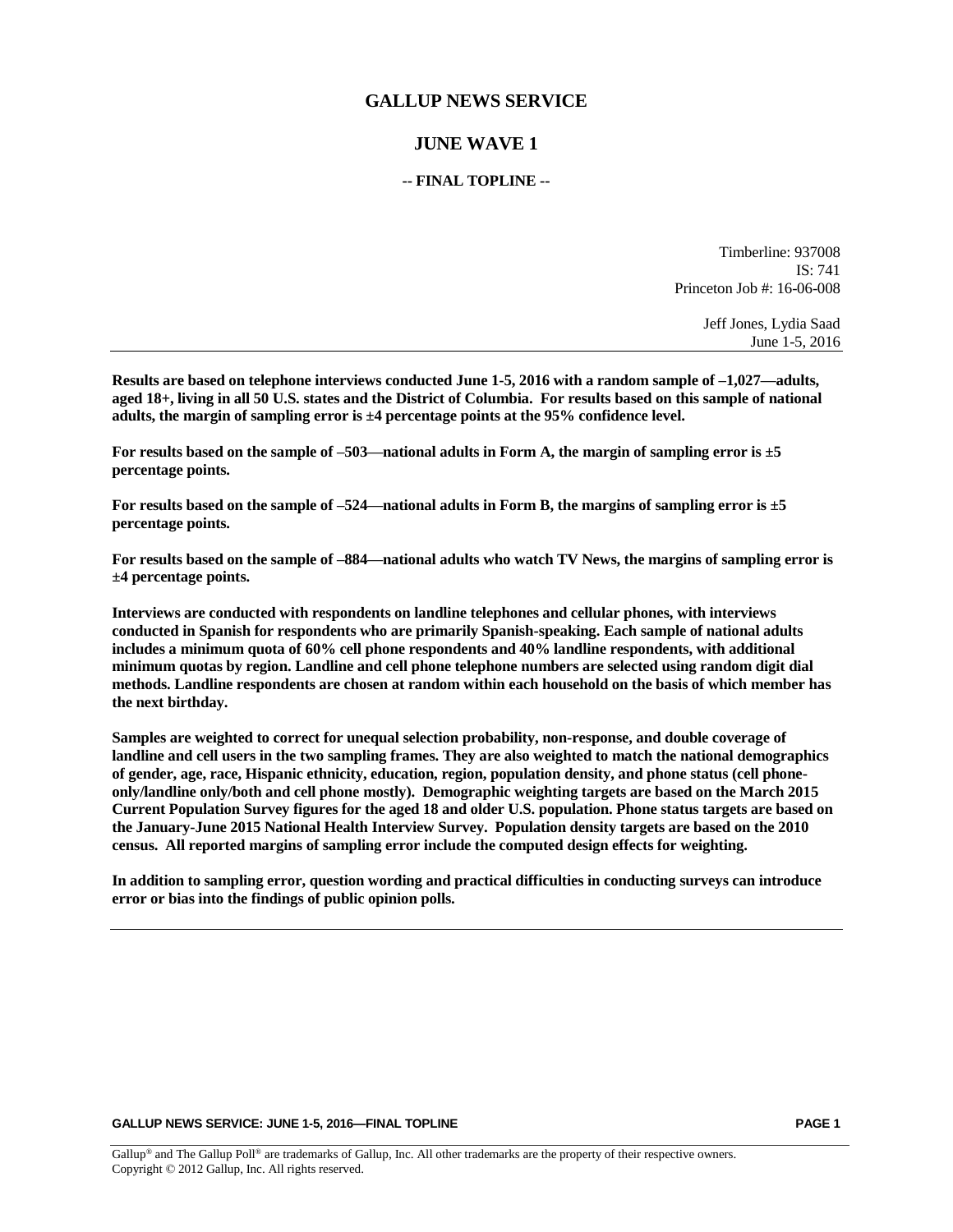# GALLUP NEWS SERVICE

## JUNE WAVE 1

### -- FINAL TOPLINE --

Timberline: 937008
IS: 741
Princeton Job #: 16-06-008

Jeff Jones, Lydia Saad
June 1-5, 2016

---

**Results are based on telephone interviews conducted June 1-5, 2016 with a random sample of –1,027—adults, aged 18+, living in all 50 U.S. states and the District of Columbia. For results based on this sample of national adults, the margin of sampling error is ±4 percentage points at the 95% confidence level.**

**For results based on the sample of –503—national adults in Form A, the margin of sampling error is ±5 percentage points.**

**For results based on the sample of –524—national adults in Form B, the margins of sampling error is ±5 percentage points.**

**For results based on the sample of –884—national adults who watch TV News, the margins of sampling error is ±4 percentage points.**

**Interviews are conducted with respondents on landline telephones and cellular phones, with interviews conducted in Spanish for respondents who are primarily Spanish-speaking. Each sample of national adults includes a minimum quota of 60% cell phone respondents and 40% landline respondents, with additional minimum quotas by region. Landline and cell phone telephone numbers are selected using random digit dial methods. Landline respondents are chosen at random within each household on the basis of which member has the next birthday.**

**Samples are weighted to correct for unequal selection probability, non-response, and double coverage of landline and cell users in the two sampling frames. They are also weighted to match the national demographics of gender, age, race, Hispanic ethnicity, education, region, population density, and phone status (cell phone-only/landline only/both and cell phone mostly). Demographic weighting targets are based on the March 2015 Current Population Survey figures for the aged 18 and older U.S. population. Phone status targets are based on the January-June 2015 National Health Interview Survey. Population density targets are based on the 2010 census. All reported margins of sampling error include the computed design effects for weighting.**

**In addition to sampling error, question wording and practical difficulties in conducting surveys can introduce error or bias into the findings of public opinion polls.**

---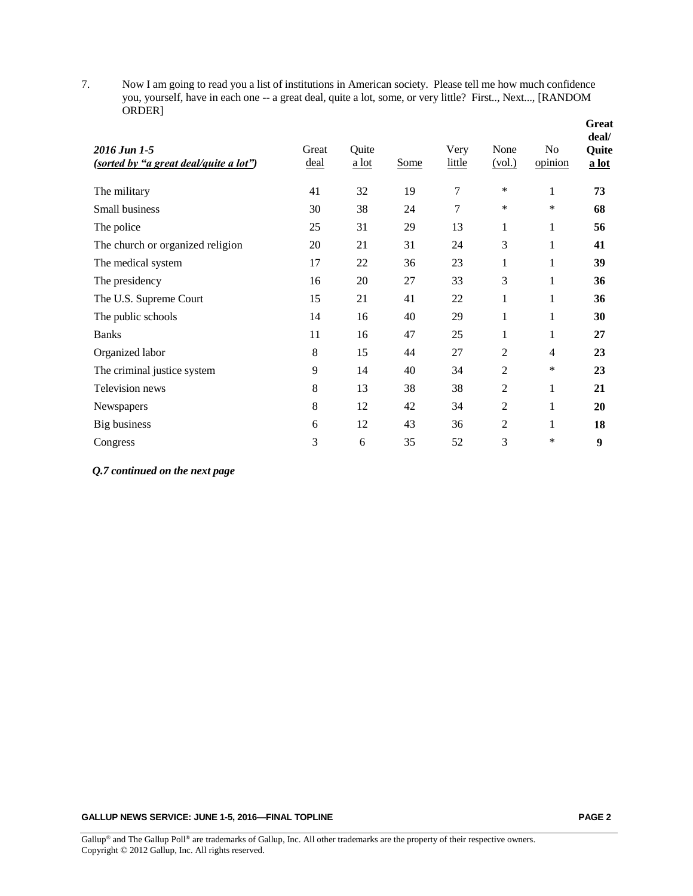7. Now I am going to read you a list of institutions in American society. Please tell me how much confidence you, yourself, have in each one -- a great deal, quite a lot, some, or very little? First.., Next..., [RANDOM ORDER]

| *2016 Jun 1-5* <br> *(sorted by "a great deal/quite a lot")* | Great deal | Quite a lot | Some | Very little | None (vol.) | No opinion | **Great deal/ Quite a lot** |
|---|---|---|---|---|---|---|---|
| The military | 41 | 32 | 19 | 7 | * | 1 | **73** |
| Small business | 30 | 38 | 24 | 7 | * | * | **68** |
| The police | 25 | 31 | 29 | 13 | 1 | 1 | **56** |
| The church or organized religion | 20 | 21 | 31 | 24 | 3 | 1 | **41** |
| The medical system | 17 | 22 | 36 | 23 | 1 | 1 | **39** |
| The presidency | 16 | 20 | 27 | 33 | 3 | 1 | **36** |
| The U.S. Supreme Court | 15 | 21 | 41 | 22 | 1 | 1 | **36** |
| The public schools | 14 | 16 | 40 | 29 | 1 | 1 | **30** |
| Banks | 11 | 16 | 47 | 25 | 1 | 1 | **27** |
| Organized labor | 8 | 15 | 44 | 27 | 2 | 4 | **23** |
| The criminal justice system | 9 | 14 | 40 | 34 | 2 | * | **23** |
| Television news | 8 | 13 | 38 | 38 | 2 | 1 | **21** |
| Newspapers | 8 | 12 | 42 | 34 | 2 | 1 | **20** |
| Big business | 6 | 12 | 43 | 36 | 2 | 1 | **18** |
| Congress | 3 | 6 | 35 | 52 | 3 | * | **9** |

***Q.7 continued on the next page***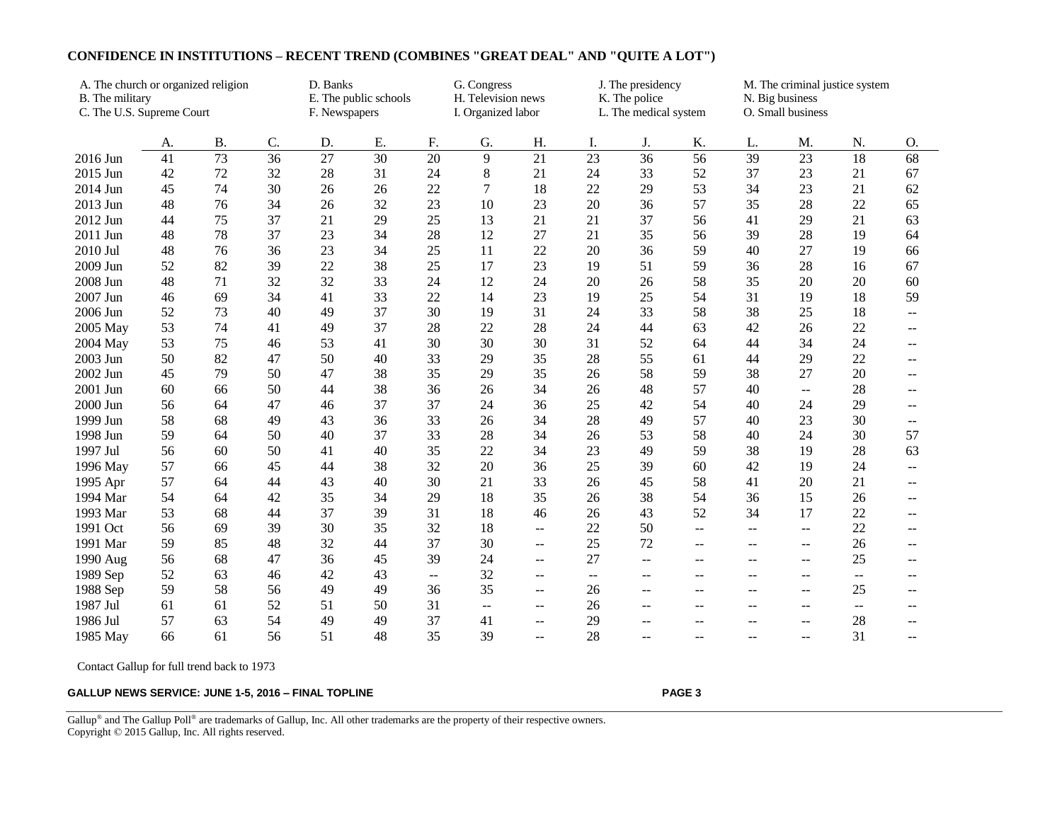**CONFIDENCE IN INSTITUTIONS – RECENT TREND (COMBINES "GREAT DEAL" AND "QUITE A LOT")**

A. The church or organized religion
B. The military
C. The U.S. Supreme Court
D. Banks
E. The public schools
F. Newspapers
G. Congress
H. Television news
I. Organized labor
J. The presidency
K. The police
L. The medical system
M. The criminal justice system
N. Big business
O. Small business

| | A. | B. | C. | D. | E. | F. | G. | H. | I. | J. | K. | L. | M. | N. | O. |
|---|---|---|---|---|---|---|---|---|---|---|---|---|---|---|---|
| 2016 Jun | 41 | 73 | 36 | 27 | 30 | 20 | 9 | 21 | 23 | 36 | 56 | 39 | 23 | 18 | 68 |
| 2015 Jun | 42 | 72 | 32 | 28 | 31 | 24 | 8 | 21 | 24 | 33 | 52 | 37 | 23 | 21 | 67 |
| 2014 Jun | 45 | 74 | 30 | 26 | 26 | 22 | 7 | 18 | 22 | 29 | 53 | 34 | 23 | 21 | 62 |
| 2013 Jun | 48 | 76 | 34 | 26 | 32 | 23 | 10 | 23 | 20 | 36 | 57 | 35 | 28 | 22 | 65 |
| 2012 Jun | 44 | 75 | 37 | 21 | 29 | 25 | 13 | 21 | 21 | 37 | 56 | 41 | 29 | 21 | 63 |
| 2011 Jun | 48 | 78 | 37 | 23 | 34 | 28 | 12 | 27 | 21 | 35 | 56 | 39 | 28 | 19 | 64 |
| 2010 Jul | 48 | 76 | 36 | 23 | 34 | 25 | 11 | 22 | 20 | 36 | 59 | 40 | 27 | 19 | 66 |
| 2009 Jun | 52 | 82 | 39 | 22 | 38 | 25 | 17 | 23 | 19 | 51 | 59 | 36 | 28 | 16 | 67 |
| 2008 Jun | 48 | 71 | 32 | 32 | 33 | 24 | 12 | 24 | 20 | 26 | 58 | 35 | 20 | 20 | 60 |
| 2007 Jun | 46 | 69 | 34 | 41 | 33 | 22 | 14 | 23 | 19 | 25 | 54 | 31 | 19 | 18 | 59 |
| 2006 Jun | 52 | 73 | 40 | 49 | 37 | 30 | 19 | 31 | 24 | 33 | 58 | 38 | 25 | 18 | -- |
| 2005 May | 53 | 74 | 41 | 49 | 37 | 28 | 22 | 28 | 24 | 44 | 63 | 42 | 26 | 22 | -- |
| 2004 May | 53 | 75 | 46 | 53 | 41 | 30 | 30 | 30 | 31 | 52 | 64 | 44 | 34 | 24 | -- |
| 2003 Jun | 50 | 82 | 47 | 50 | 40 | 33 | 29 | 35 | 28 | 55 | 61 | 44 | 29 | 22 | -- |
| 2002 Jun | 45 | 79 | 50 | 47 | 38 | 35 | 29 | 35 | 26 | 58 | 59 | 38 | 27 | 20 | -- |
| 2001 Jun | 60 | 66 | 50 | 44 | 38 | 36 | 26 | 34 | 26 | 48 | 57 | 40 | -- | 28 | -- |
| 2000 Jun | 56 | 64 | 47 | 46 | 37 | 37 | 24 | 36 | 25 | 42 | 54 | 40 | 24 | 29 | -- |
| 1999 Jun | 58 | 68 | 49 | 43 | 36 | 33 | 26 | 34 | 28 | 49 | 57 | 40 | 23 | 30 | -- |
| 1998 Jun | 59 | 64 | 50 | 40 | 37 | 33 | 28 | 34 | 26 | 53 | 58 | 40 | 24 | 30 | 57 |
| 1997 Jul | 56 | 60 | 50 | 41 | 40 | 35 | 22 | 34 | 23 | 49 | 59 | 38 | 19 | 28 | 63 |
| 1996 May | 57 | 66 | 45 | 44 | 38 | 32 | 20 | 36 | 25 | 39 | 60 | 42 | 19 | 24 | -- |
| 1995 Apr | 57 | 64 | 44 | 43 | 40 | 30 | 21 | 33 | 26 | 45 | 58 | 41 | 20 | 21 | -- |
| 1994 Mar | 54 | 64 | 42 | 35 | 34 | 29 | 18 | 35 | 26 | 38 | 54 | 36 | 15 | 26 | -- |
| 1993 Mar | 53 | 68 | 44 | 37 | 39 | 31 | 18 | 46 | 26 | 43 | 52 | 34 | 17 | 22 | -- |
| 1991 Oct | 56 | 69 | 39 | 30 | 35 | 32 | 18 | -- | 22 | 50 | -- | -- | -- | 22 | -- |
| 1991 Mar | 59 | 85 | 48 | 32 | 44 | 37 | 30 | -- | 25 | 72 | -- | -- | -- | 26 | -- |
| 1990 Aug | 56 | 68 | 47 | 36 | 45 | 39 | 24 | -- | 27 | -- | -- | -- | -- | 25 | -- |
| 1989 Sep | 52 | 63 | 46 | 42 | 43 | -- | 32 | -- | -- | -- | -- | -- | -- | -- | -- |
| 1988 Sep | 59 | 58 | 56 | 49 | 49 | 36 | 35 | -- | 26 | -- | -- | -- | -- | 25 | -- |
| 1987 Jul | 61 | 61 | 52 | 51 | 50 | 31 | -- | -- | 26 | -- | -- | -- | -- | -- | -- |
| 1986 Jul | 57 | 63 | 54 | 49 | 49 | 37 | 41 | -- | 29 | -- | -- | -- | -- | 28 | -- |
| 1985 May | 66 | 61 | 56 | 51 | 48 | 35 | 39 | -- | 28 | -- | -- | -- | -- | 31 | -- |

Contact Gallup for full trend back to 1973